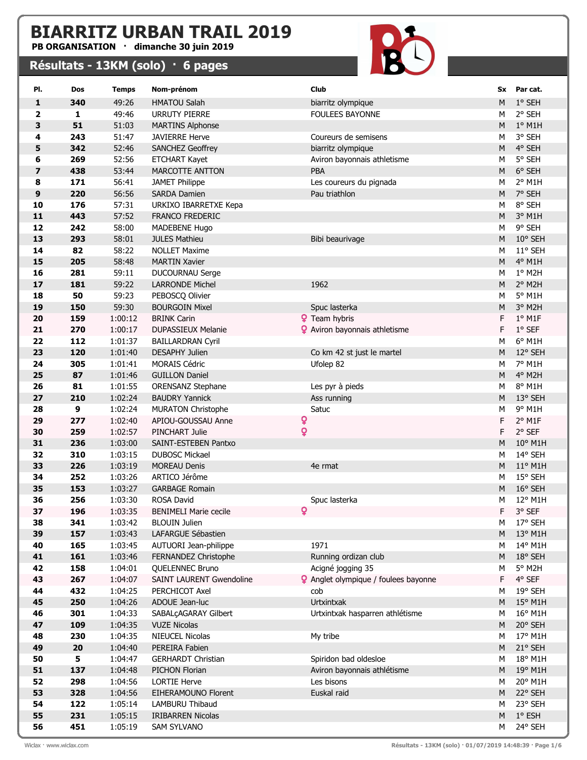# BIARRITZ URBAN TRAIL 2019

**PB ORGANISATION · dimanche 30 juin 2019**

## Résultats - 13KM (solo) · 6 pages

| Pl. | Dos | Temps | Nom-prénom | Club | Sx | Par cat. |
|---|---|---|---|---|---|---|
| 1 | 340 | 49:26 | HMATOU Salah | biarritz olympique | M | 1° SEH |
| 2 | 1 | 49:46 | URRUTY PIERRE | FOULEES BAYONNE | M | 2° SEH |
| 3 | 51 | 51:03 | MARTINS Alphonse | | M | 1° M1H |
| 4 | 243 | 51:47 | JAVIERRE Herve | Coureurs de semisens | M | 3° SEH |
| 5 | 342 | 52:46 | SANCHEZ Geoffrey | biarritz olympique | M | 4° SEH |
| 6 | 269 | 52:56 | ETCHART Kayet | Aviron bayonnais athletisme | M | 5° SEH |
| 7 | 438 | 53:44 | MARCOTTE ANTTON | PBA | M | 6° SEH |
| 8 | 171 | 56:41 | JAMET Philippe | Les coureurs du pignada | M | 2° M1H |
| 9 | 220 | 56:56 | SARDA Damien | Pau triathlon | M | 7° SEH |
| 10 | 176 | 57:31 | URKIXO IBARRETXE Kepa | | M | 8° SEH |
| 11 | 443 | 57:52 | FRANCO FREDERIC | | M | 3° M1H |
| 12 | 242 | 58:00 | MADEBENE Hugo | | M | 9° SEH |
| 13 | 293 | 58:01 | JULES Mathieu | Bibi beaurivage | M | 10° SEH |
| 14 | 82 | 58:22 | NOLLET Maxime | | M | 11° SEH |
| 15 | 205 | 58:48 | MARTIN Xavier | | M | 4° M1H |
| 16 | 281 | 59:11 | DUCOURNAU Serge | | M | 1° M2H |
| 17 | 181 | 59:22 | LARRONDE Michel | 1962 | M | 2° M2H |
| 18 | 50 | 59:23 | PEBOSCQ Olivier | | M | 5° M1H |
| 19 | 150 | 59:30 | BOURGOIN Mixel | Spuc lasterka | M | 3° M2H |
| 20 | 159 | 1:00:12 | BRINK Carin | ♀ Team hybris | F | 1° M1F |
| 21 | 270 | 1:00:17 | DUPASSIEUX Melanie | ♀ Aviron bayonnais athletisme | F | 1° SEF |
| 22 | 112 | 1:01:37 | BAILLARDRAN Cyril | | M | 6° M1H |
| 23 | 120 | 1:01:40 | DESAPHY Julien | Co km 42 st just le martel | M | 12° SEH |
| 24 | 305 | 1:01:41 | MORAIS Cédric | Ufolep 82 | M | 7° M1H |
| 25 | 87 | 1:01:46 | GUILLON Daniel | | M | 4° M2H |
| 26 | 81 | 1:01:55 | ORENSANZ Stephane | Les pyr à pieds | M | 8° M1H |
| 27 | 210 | 1:02:24 | BAUDRY Yannick | Ass running | M | 13° SEH |
| 28 | 9 | 1:02:24 | MURATON Christophe | Satuc | M | 9° M1H |
| 29 | 277 | 1:02:40 | APIOU-GOUSSAU Anne | ♀ | F | 2° M1F |
| 30 | 259 | 1:02:57 | PINCHART Julie | ♀ | F | 2° SEF |
| 31 | 236 | 1:03:00 | SAINT-ESTEBEN Pantxo | | M | 10° M1H |
| 32 | 310 | 1:03:15 | DUBOSC Mickael | | M | 14° SEH |
| 33 | 226 | 1:03:19 | MOREAU Denis | 4e rmat | M | 11° M1H |
| 34 | 252 | 1:03:26 | ARTICO Jérôme | | M | 15° SEH |
| 35 | 153 | 1:03:27 | GARBAGE Romain | | M | 16° SEH |
| 36 | 256 | 1:03:30 | ROSA David | Spuc lasterka | M | 12° M1H |
| 37 | 196 | 1:03:35 | BENIMELI Marie cecile | ♀ | F | 3° SEF |
| 38 | 341 | 1:03:42 | BLOUIN Julien | | M | 17° SEH |
| 39 | 157 | 1:03:43 | LAFARGUE Sébastien | | M | 13° M1H |
| 40 | 165 | 1:03:45 | AUTUORI Jean-philippe | 1971 | M | 14° M1H |
| 41 | 161 | 1:03:46 | FERNANDEZ Christophe | Running ordizan club | M | 18° SEH |
| 42 | 158 | 1:04:01 | QUELENNEC Bruno | Acigné jogging 35 | M | 5° M2H |
| 43 | 267 | 1:04:07 | SAINT LAURENT Gwendoline | ♀ Anglet olympique / foulees bayonne | F | 4° SEF |
| 44 | 432 | 1:04:25 | PERCHICOT Axel | cob | M | 19° SEH |
| 45 | 250 | 1:04:26 | ADOUE Jean-luc | Urtxintxak | M | 15° M1H |
| 46 | 301 | 1:04:33 | SABALçAGARAY Gilbert | Urtxintxak hasparren athlétisme | M | 16° M1H |
| 47 | 109 | 1:04:35 | VUZE Nicolas | | M | 20° SEH |
| 48 | 230 | 1:04:35 | NIEUCEL Nicolas | My tribe | M | 17° M1H |
| 49 | 20 | 1:04:40 | PEREIRA Fabien | | M | 21° SEH |
| 50 | 5 | 1:04:47 | GERHARDT Christian | Spiridon bad oldesloe | M | 18° M1H |
| 51 | 137 | 1:04:48 | PICHON Florian | Aviron bayonnais athlétisme | M | 19° M1H |
| 52 | 298 | 1:04:56 | LORTIE Herve | Les bisons | M | 20° M1H |
| 53 | 328 | 1:04:56 | EIHERAMOUNO Florent | Euskal raid | M | 22° SEH |
| 54 | 122 | 1:05:14 | LAMBURU Thibaud | | M | 23° SEH |
| 55 | 231 | 1:05:15 | IRIBARREN Nicolas | | M | 1° ESH |
| 56 | 451 | 1:05:19 | SAM SYLVANO | | M | 24° SEH |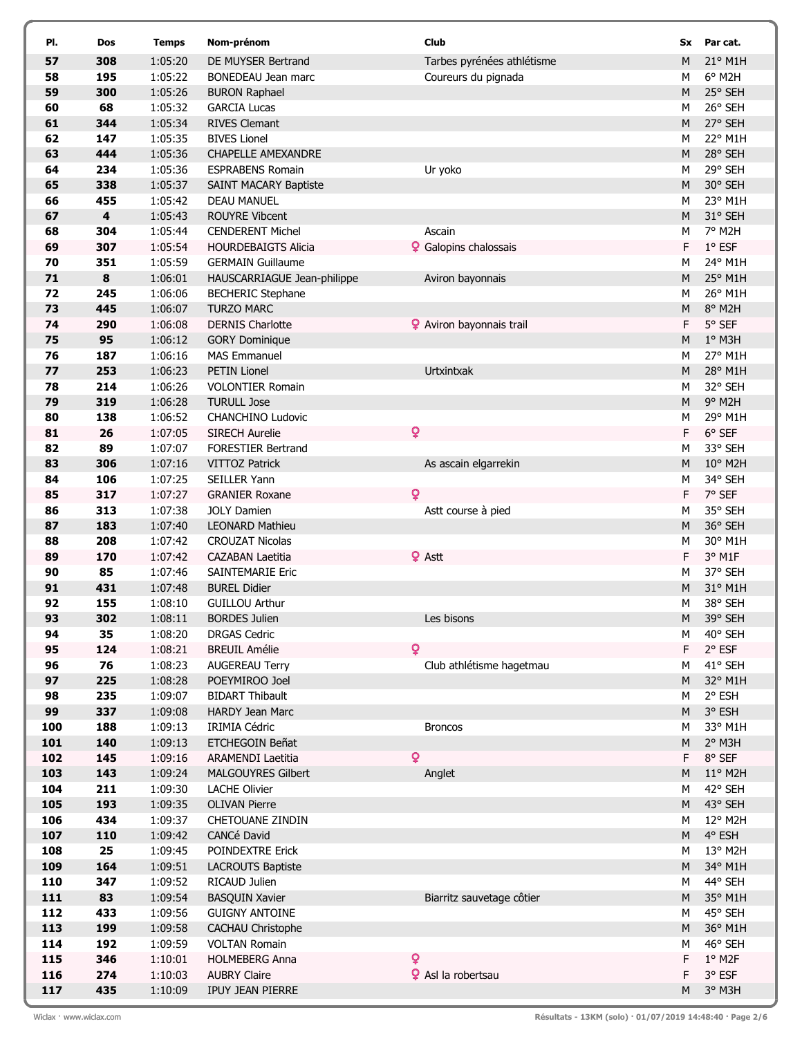| Pl. | Dos | Temps | Nom-prénom | Club | Sx | Par cat. |
|---|---|---|---|---|---|---|
| 57 | 308 | 1:05:20 | DE MUYSER Bertrand | Tarbes pyrénées athlétisme | M | 21° M1H |
| 58 | 195 | 1:05:22 | BONEDEAU Jean marc | Coureurs du pignada | M | 6° M2H |
| 59 | 300 | 1:05:26 | BURON Raphael | | M | 25° SEH |
| 60 | 68 | 1:05:32 | GARCIA Lucas | | M | 26° SEH |
| 61 | 344 | 1:05:34 | RIVES Clemant | | M | 27° SEH |
| 62 | 147 | 1:05:35 | BIVES Lionel | | M | 22° M1H |
| 63 | 444 | 1:05:36 | CHAPELLE AMEXANDRE | | M | 28° SEH |
| 64 | 234 | 1:05:36 | ESPRABENS Romain | Ur yoko | M | 29° SEH |
| 65 | 338 | 1:05:37 | SAINT MACARY Baptiste | | M | 30° SEH |
| 66 | 455 | 1:05:42 | DEAU MANUEL | | M | 23° M1H |
| 67 | 4 | 1:05:43 | ROUYRE Vibcent | | M | 31° SEH |
| 68 | 304 | 1:05:44 | CENDERENT Michel | Ascain | M | 7° M2H |
| 69 | 307 | 1:05:54 | HOURDEBAIGTS Alicia | ♀ Galopins chalossais | F | 1° ESF |
| 70 | 351 | 1:05:59 | GERMAIN Guillaume | | M | 24° M1H |
| 71 | 8 | 1:06:01 | HAUSCARRIAGUE Jean-philippe | Aviron bayonnais | M | 25° M1H |
| 72 | 245 | 1:06:06 | BECHERIC Stephane | | M | 26° M1H |
| 73 | 445 | 1:06:07 | TURZO MARC | | M | 8° M2H |
| 74 | 290 | 1:06:08 | DERNIS Charlotte | ♀ Aviron bayonnais trail | F | 5° SEF |
| 75 | 95 | 1:06:12 | GORY Dominique | | M | 1° M3H |
| 76 | 187 | 1:06:16 | MAS Emmanuel | | M | 27° M1H |
| 77 | 253 | 1:06:23 | PETIN Lionel | Urtxintxak | M | 28° M1H |
| 78 | 214 | 1:06:26 | VOLONTIER Romain | | M | 32° SEH |
| 79 | 319 | 1:06:28 | TURULL Jose | | M | 9° M2H |
| 80 | 138 | 1:06:52 | CHANCHINO Ludovic | | M | 29° M1H |
| 81 | 26 | 1:07:05 | SIRECH Aurelie | ♀ | F | 6° SEF |
| 82 | 89 | 1:07:07 | FORESTIER Bertrand | | M | 33° SEH |
| 83 | 306 | 1:07:16 | VITTOZ Patrick | As ascain elgarrekin | M | 10° M2H |
| 84 | 106 | 1:07:25 | SEILLER Yann | | M | 34° SEH |
| 85 | 317 | 1:07:27 | GRANIER Roxane | ♀ | F | 7° SEF |
| 86 | 313 | 1:07:38 | JOLY Damien | Astt course à pied | M | 35° SEH |
| 87 | 183 | 1:07:40 | LEONARD Mathieu | | M | 36° SEH |
| 88 | 208 | 1:07:42 | CROUZAT Nicolas | | M | 30° M1H |
| 89 | 170 | 1:07:42 | CAZABAN Laetitia | ♀ Astt | F | 3° M1F |
| 90 | 85 | 1:07:46 | SAINTEMARIE Eric | | M | 37° SEH |
| 91 | 431 | 1:07:48 | BUREL Didier | | M | 31° M1H |
| 92 | 155 | 1:08:10 | GUILLOU Arthur | | M | 38° SEH |
| 93 | 302 | 1:08:11 | BORDES Julien | Les bisons | M | 39° SEH |
| 94 | 35 | 1:08:20 | DRGAS Cedric | | M | 40° SEH |
| 95 | 124 | 1:08:21 | BREUIL Amélie | ♀ | F | 2° ESF |
| 96 | 76 | 1:08:23 | AUGEREAU Terry | Club athlétisme hagetmau | M | 41° SEH |
| 97 | 225 | 1:08:28 | POEYMIROO Joel | | M | 32° M1H |
| 98 | 235 | 1:09:07 | BIDART Thibault | | M | 2° ESH |
| 99 | 337 | 1:09:08 | HARDY Jean Marc | | M | 3° ESH |
| 100 | 188 | 1:09:13 | IRIMIA Cédric | Broncos | M | 33° M1H |
| 101 | 140 | 1:09:13 | ETCHEGOIN Beñat | | M | 2° M3H |
| 102 | 145 | 1:09:16 | ARAMENDI Laetitia | ♀ | F | 8° SEF |
| 103 | 143 | 1:09:24 | MALGOUYRES Gilbert | Anglet | M | 11° M2H |
| 104 | 211 | 1:09:30 | LACHE Olivier | | M | 42° SEH |
| 105 | 193 | 1:09:35 | OLIVAN Pierre | | M | 43° SEH |
| 106 | 434 | 1:09:37 | CHETOUANE ZINDIN | | M | 12° M2H |
| 107 | 110 | 1:09:42 | CANCé David | | M | 4° ESH |
| 108 | 25 | 1:09:45 | POINDEXTRE Erick | | M | 13° M2H |
| 109 | 164 | 1:09:51 | LACROUTS Baptiste | | M | 34° M1H |
| 110 | 347 | 1:09:52 | RICAUD Julien | | M | 44° SEH |
| 111 | 83 | 1:09:54 | BASQUIN Xavier | Biarritz sauvetage côtier | M | 35° M1H |
| 112 | 433 | 1:09:56 | GUIGNY ANTOINE | | M | 45° SEH |
| 113 | 199 | 1:09:58 | CACHAU Christophe | | M | 36° M1H |
| 114 | 192 | 1:09:59 | VOLTAN Romain | | M | 46° SEH |
| 115 | 346 | 1:10:01 | HOLMEBERG Anna | ♀ | F | 1° M2F |
| 116 | 274 | 1:10:03 | AUBRY Claire | ♀ Asl la robertsau | F | 3° ESF |
| 117 | 435 | 1:10:09 | IPUY JEAN PIERRE | | M | 3° M3H |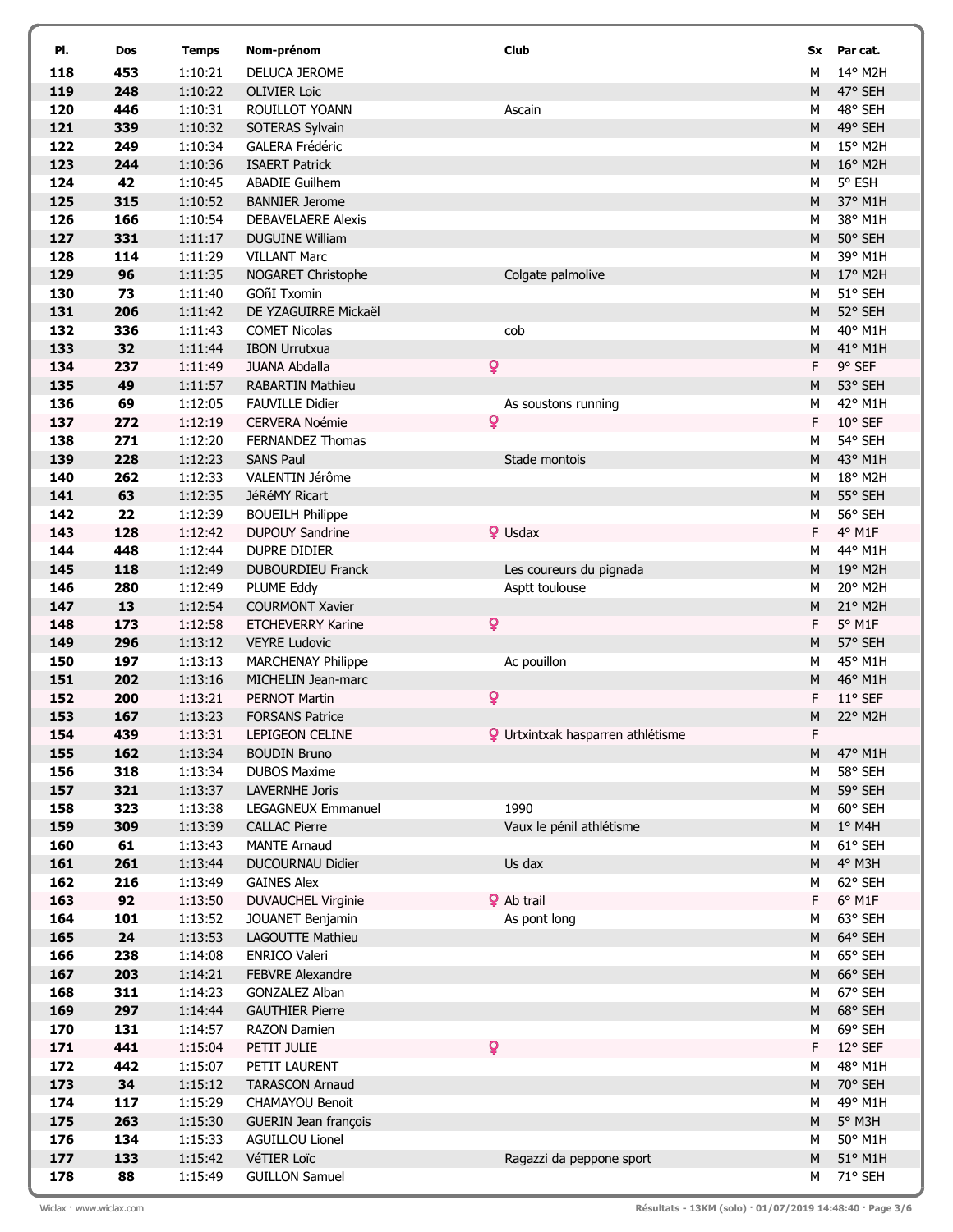| Pl. | Dos | Temps | Nom-prénom | Club | Sx | Par cat. |
|---|---|---|---|---|---|---|
| 118 | 453 | 1:10:21 | DELUCA JEROME | | M | 14° M2H |
| 119 | 248 | 1:10:22 | OLIVIER Loic | | M | 47° SEH |
| 120 | 446 | 1:10:31 | ROUILLOT YOANN | Ascain | M | 48° SEH |
| 121 | 339 | 1:10:32 | SOTERAS Sylvain | | M | 49° SEH |
| 122 | 249 | 1:10:34 | GALERA Frédéric | | M | 15° M2H |
| 123 | 244 | 1:10:36 | ISAERT Patrick | | M | 16° M2H |
| 124 | 42 | 1:10:45 | ABADIE Guilhem | | M | 5° ESH |
| 125 | 315 | 1:10:52 | BANNIER Jerome | | M | 37° M1H |
| 126 | 166 | 1:10:54 | DEBAVELAERE Alexis | | M | 38° M1H |
| 127 | 331 | 1:11:17 | DUGUINE William | | M | 50° SEH |
| 128 | 114 | 1:11:29 | VILLANT Marc | | M | 39° M1H |
| 129 | 96 | 1:11:35 | NOGARET Christophe | Colgate palmolive | M | 17° M2H |
| 130 | 73 | 1:11:40 | GOñI Txomin | | M | 51° SEH |
| 131 | 206 | 1:11:42 | DE YZAGUIRRE Mickaël | | M | 52° SEH |
| 132 | 336 | 1:11:43 | COMET Nicolas | cob | M | 40° M1H |
| 133 | 32 | 1:11:44 | IBON Urrutxua | | M | 41° M1H |
| 134 | 237 | 1:11:49 | JUANA Abdalla | ♀ | F | 9° SEF |
| 135 | 49 | 1:11:57 | RABARTIN Mathieu | | M | 53° SEH |
| 136 | 69 | 1:12:05 | FAUVILLE Didier | As soustons running | M | 42° M1H |
| 137 | 272 | 1:12:19 | CERVERA Noémie | ♀ | F | 10° SEF |
| 138 | 271 | 1:12:20 | FERNANDEZ Thomas | | M | 54° SEH |
| 139 | 228 | 1:12:23 | SANS Paul | Stade montois | M | 43° M1H |
| 140 | 262 | 1:12:33 | VALENTIN Jérôme | | M | 18° M2H |
| 141 | 63 | 1:12:35 | JéRéMY Ricart | | M | 55° SEH |
| 142 | 22 | 1:12:39 | BOUEILH Philippe | | M | 56° SEH |
| 143 | 128 | 1:12:42 | DUPOUY Sandrine | ♀ Usdax | F | 4° M1F |
| 144 | 448 | 1:12:44 | DUPRE DIDIER | | M | 44° M1H |
| 145 | 118 | 1:12:49 | DUBOURDIEU Franck | Les coureurs du pignada | M | 19° M2H |
| 146 | 280 | 1:12:49 | PLUME Eddy | Asptt toulouse | M | 20° M2H |
| 147 | 13 | 1:12:54 | COURMONT Xavier | | M | 21° M2H |
| 148 | 173 | 1:12:58 | ETCHEVERRY Karine | ♀ | F | 5° M1F |
| 149 | 296 | 1:13:12 | VEYRE Ludovic | | M | 57° SEH |
| 150 | 197 | 1:13:13 | MARCHENAY Philippe | Ac pouillon | M | 45° M1H |
| 151 | 202 | 1:13:16 | MICHELIN Jean-marc | | M | 46° M1H |
| 152 | 200 | 1:13:21 | PERNOT Martin | ♀ | F | 11° SEF |
| 153 | 167 | 1:13:23 | FORSANS Patrice | | M | 22° M2H |
| 154 | 439 | 1:13:31 | LEPIGEON CELINE | ♀ Urtxintxak hasparren athlétisme | F | |
| 155 | 162 | 1:13:34 | BOUDIN Bruno | | M | 47° M1H |
| 156 | 318 | 1:13:34 | DUBOS Maxime | | M | 58° SEH |
| 157 | 321 | 1:13:37 | LAVERNHE Joris | | M | 59° SEH |
| 158 | 323 | 1:13:38 | LEGAGNEUX Emmanuel | 1990 | M | 60° SEH |
| 159 | 309 | 1:13:39 | CALLAC Pierre | Vaux le pénil athlétisme | M | 1° M4H |
| 160 | 61 | 1:13:43 | MANTE Arnaud | | M | 61° SEH |
| 161 | 261 | 1:13:44 | DUCOURNAU Didier | Us dax | M | 4° M3H |
| 162 | 216 | 1:13:49 | GAINES Alex | | M | 62° SEH |
| 163 | 92 | 1:13:50 | DUVAUCHEL Virginie | ♀ Ab trail | F | 6° M1F |
| 164 | 101 | 1:13:52 | JOUANET Benjamin | As pont long | M | 63° SEH |
| 165 | 24 | 1:13:53 | LAGOUTTE Mathieu | | M | 64° SEH |
| 166 | 238 | 1:14:08 | ENRICO Valeri | | M | 65° SEH |
| 167 | 203 | 1:14:21 | FEBVRE Alexandre | | M | 66° SEH |
| 168 | 311 | 1:14:23 | GONZALEZ Alban | | M | 67° SEH |
| 169 | 297 | 1:14:44 | GAUTHIER Pierre | | M | 68° SEH |
| 170 | 131 | 1:14:57 | RAZON Damien | | M | 69° SEH |
| 171 | 441 | 1:15:04 | PETIT JULIE | ♀ | F | 12° SEF |
| 172 | 442 | 1:15:07 | PETIT LAURENT | | M | 48° M1H |
| 173 | 34 | 1:15:12 | TARASCON Arnaud | | M | 70° SEH |
| 174 | 117 | 1:15:29 | CHAMAYOU Benoit | | M | 49° M1H |
| 175 | 263 | 1:15:30 | GUERIN Jean françois | | M | 5° M3H |
| 176 | 134 | 1:15:33 | AGUILLOU Lionel | | M | 50° M1H |
| 177 | 133 | 1:15:42 | VéTIER Loïc | Ragazzi da peppone sport | M | 51° M1H |
| 178 | 88 | 1:15:49 | GUILLON Samuel | | M | 71° SEH |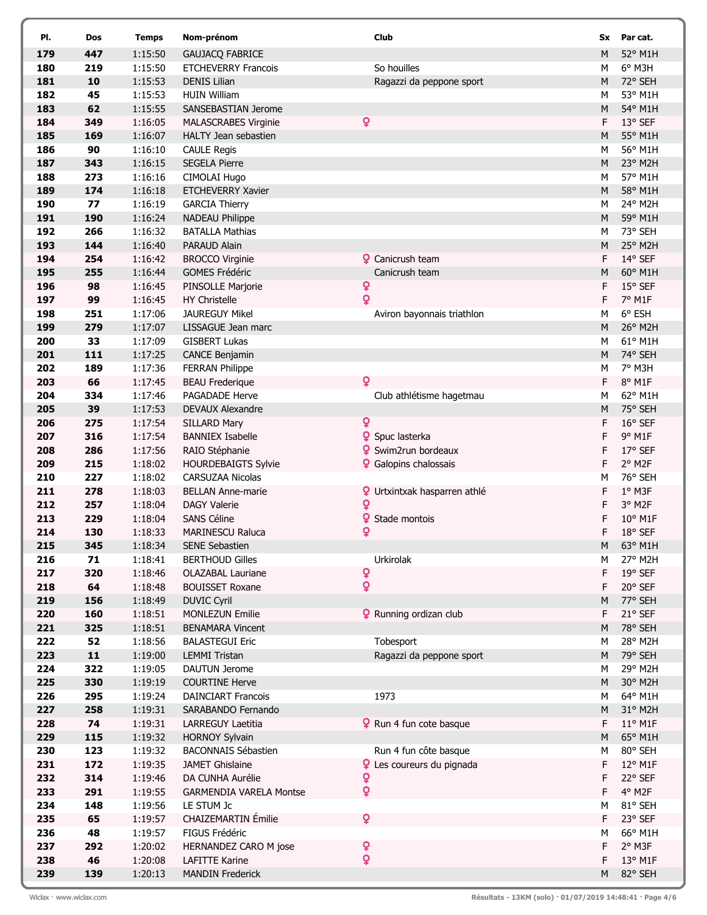| Pl. | Dos | Temps | Nom-prénom | Club | Sx | Par cat. |
|---|---|---|---|---|---|---|
| 179 | 447 | 1:15:50 | GAUJACQ FABRICE | | M | 52° M1H |
| 180 | 219 | 1:15:50 | ETCHEVERRY Francois | So houilles | M | 6° M3H |
| 181 | 10 | 1:15:53 | DENIS Lilian | Ragazzi da peppone sport | M | 72° SEH |
| 182 | 45 | 1:15:53 | HUIN William | | M | 53° M1H |
| 183 | 62 | 1:15:55 | SANSEBASTIAN Jerome | | M | 54° M1H |
| 184 | 349 | 1:16:05 | MALASCRABES Virginie | ♀ | F | 13° SEF |
| 185 | 169 | 1:16:07 | HALTY Jean sebastien | | M | 55° M1H |
| 186 | 90 | 1:16:10 | CAULE Regis | | M | 56° M1H |
| 187 | 343 | 1:16:15 | SEGELA Pierre | | M | 23° M2H |
| 188 | 273 | 1:16:16 | CIMOLAI Hugo | | M | 57° M1H |
| 189 | 174 | 1:16:18 | ETCHEVERRY Xavier | | M | 58° M1H |
| 190 | 77 | 1:16:19 | GARCIA Thierry | | M | 24° M2H |
| 191 | 190 | 1:16:24 | NADEAU Philippe | | M | 59° M1H |
| 192 | 266 | 1:16:32 | BATALLA Mathias | | M | 73° SEH |
| 193 | 144 | 1:16:40 | PARAUD Alain | | M | 25° M2H |
| 194 | 254 | 1:16:42 | BROCCO Virginie | ♀ Canicrush team | F | 14° SEF |
| 195 | 255 | 1:16:44 | GOMES Frédéric | Canicrush team | M | 60° M1H |
| 196 | 98 | 1:16:45 | PINSOLLE Marjorie | ♀ | F | 15° SEF |
| 197 | 99 | 1:16:45 | HY Christelle | ♀ | F | 7° M1F |
| 198 | 251 | 1:17:06 | JAUREGUY Mikel | Aviron bayonnais triathlon | M | 6° ESH |
| 199 | 279 | 1:17:07 | LISSAGUE Jean marc | | M | 26° M2H |
| 200 | 33 | 1:17:09 | GISBERT Lukas | | M | 61° M1H |
| 201 | 111 | 1:17:25 | CANCE Benjamin | | M | 74° SEH |
| 202 | 189 | 1:17:36 | FERRAN Philippe | | M | 7° M3H |
| 203 | 66 | 1:17:45 | BEAU Frederique | ♀ | F | 8° M1F |
| 204 | 334 | 1:17:46 | PAGADADE Herve | Club athlétisme hagetmau | M | 62° M1H |
| 205 | 39 | 1:17:53 | DEVAUX Alexandre | | M | 75° SEH |
| 206 | 275 | 1:17:54 | SILLARD Mary | ♀ | F | 16° SEF |
| 207 | 316 | 1:17:54 | BANNIEX Isabelle | ♀ Spuc lasterka | F | 9° M1F |
| 208 | 286 | 1:17:56 | RAIO Stéphanie | ♀ Swim2run bordeaux | F | 17° SEF |
| 209 | 215 | 1:18:02 | HOURDEBAIGTS Sylvie | ♀ Galopins chalossais | F | 2° M2F |
| 210 | 227 | 1:18:02 | CARSUZAA Nicolas | | M | 76° SEH |
| 211 | 278 | 1:18:03 | BELLAN Anne-marie | ♀ Urtxintxak hasparren athlé | F | 1° M3F |
| 212 | 257 | 1:18:04 | DAGY Valerie | ♀ | F | 3° M2F |
| 213 | 229 | 1:18:04 | SANS Céline | ♀ Stade montois | F | 10° M1F |
| 214 | 130 | 1:18:33 | MARINESCU Raluca | ♀ | F | 18° SEF |
| 215 | 345 | 1:18:34 | SENE Sebastien | | M | 63° M1H |
| 216 | 71 | 1:18:41 | BERTHOUD Gilles | Urkirolak | M | 27° M2H |
| 217 | 320 | 1:18:46 | OLAZABAL Lauriane | ♀ | F | 19° SEF |
| 218 | 64 | 1:18:48 | BOUISSET Roxane | ♀ | F | 20° SEF |
| 219 | 156 | 1:18:49 | DUVIC Cyril | | M | 77° SEH |
| 220 | 160 | 1:18:51 | MONLEZUN Emilie | ♀ Running ordizan club | F | 21° SEF |
| 221 | 325 | 1:18:51 | BENAMARA Vincent | | M | 78° SEH |
| 222 | 52 | 1:18:56 | BALASTEGUI Eric | Tobesport | M | 28° M2H |
| 223 | 11 | 1:19:00 | LEMMI Tristan | Ragazzi da peppone sport | M | 79° SEH |
| 224 | 322 | 1:19:05 | DAUTUN Jerome | | M | 29° M2H |
| 225 | 330 | 1:19:19 | COURTINE Herve | | M | 30° M2H |
| 226 | 295 | 1:19:24 | DAINCIART Francois | 1973 | M | 64° M1H |
| 227 | 258 | 1:19:31 | SARABANDO Fernando | | M | 31° M2H |
| 228 | 74 | 1:19:31 | LARREGUY Laetitia | ♀ Run 4 fun cote basque | F | 11° M1F |
| 229 | 115 | 1:19:32 | HORNOY Sylvain | | M | 65° M1H |
| 230 | 123 | 1:19:32 | BACONNAIS Sébastien | Run 4 fun côte basque | M | 80° SEH |
| 231 | 172 | 1:19:35 | JAMET Ghislaine | ♀ Les coureurs du pignada | F | 12° M1F |
| 232 | 314 | 1:19:46 | DA CUNHA Aurélie | ♀ | F | 22° SEF |
| 233 | 291 | 1:19:55 | GARMENDIA VARELA Montse | ♀ | F | 4° M2F |
| 234 | 148 | 1:19:56 | LE STUM Jc | | M | 81° SEH |
| 235 | 65 | 1:19:57 | CHAIZEMARTIN Émilie | ♀ | F | 23° SEF |
| 236 | 48 | 1:19:57 | FIGUS Frédéric | | M | 66° M1H |
| 237 | 292 | 1:20:02 | HERNANDEZ CARO M jose | ♀ | F | 2° M3F |
| 238 | 46 | 1:20:08 | LAFITTE Karine | ♀ | F | 13° M1F |
| 239 | 139 | 1:20:13 | MANDIN Frederick | | M | 82° SEH |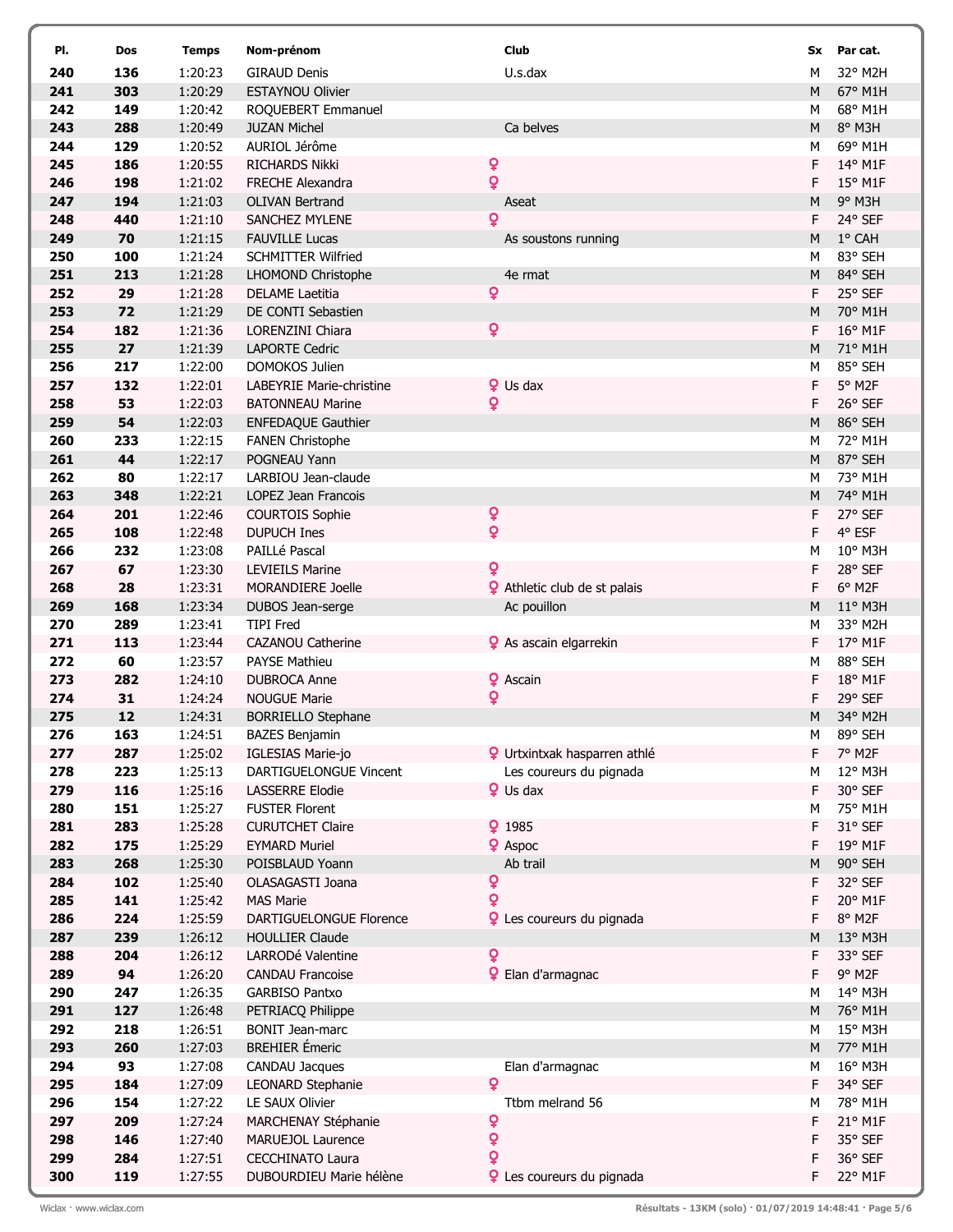| Pl. | Dos | Temps | Nom-prénom | Club | Sx | Par cat. |
|---|---|---|---|---|---|---|
| 240 | 136 | 1:20:23 | GIRAUD Denis | U.s.dax | M | 32° M2H |
| 241 | 303 | 1:20:29 | ESTAYNOU Olivier | | M | 67° M1H |
| 242 | 149 | 1:20:42 | ROQUEBERT Emmanuel | | M | 68° M1H |
| 243 | 288 | 1:20:49 | JUZAN Michel | Ca belves | M | 8° M3H |
| 244 | 129 | 1:20:52 | AURIOL Jérôme | | M | 69° M1H |
| 245 | 186 | 1:20:55 | RICHARDS Nikki | ♀ | F | 14° M1F |
| 246 | 198 | 1:21:02 | FRECHE Alexandra | ♀ | F | 15° M1F |
| 247 | 194 | 1:21:03 | OLIVAN Bertrand | Aseat | M | 9° M3H |
| 248 | 440 | 1:21:10 | SANCHEZ MYLENE | ♀ | F | 24° SEF |
| 249 | 70 | 1:21:15 | FAUVILLE Lucas | As soustons running | M | 1° CAH |
| 250 | 100 | 1:21:24 | SCHMITTER Wilfried | | M | 83° SEH |
| 251 | 213 | 1:21:28 | LHOMOND Christophe | 4e rmat | M | 84° SEH |
| 252 | 29 | 1:21:28 | DELAME Laetitia | ♀ | F | 25° SEF |
| 253 | 72 | 1:21:29 | DE CONTI Sebastien | | M | 70° M1H |
| 254 | 182 | 1:21:36 | LORENZINI Chiara | ♀ | F | 16° M1F |
| 255 | 27 | 1:21:39 | LAPORTE Cedric | | M | 71° M1H |
| 256 | 217 | 1:22:00 | DOMOKOS Julien | | M | 85° SEH |
| 257 | 132 | 1:22:01 | LABEYRIE Marie-christine | ♀ Us dax | F | 5° M2F |
| 258 | 53 | 1:22:03 | BATONNEAU Marine | ♀ | F | 26° SEF |
| 259 | 54 | 1:22:03 | ENFEDAQUE Gauthier | | M | 86° SEH |
| 260 | 233 | 1:22:15 | FANEN Christophe | | M | 72° M1H |
| 261 | 44 | 1:22:17 | POGNEAU Yann | | M | 87° SEH |
| 262 | 80 | 1:22:17 | LARBIOU Jean-claude | | M | 73° M1H |
| 263 | 348 | 1:22:21 | LOPEZ Jean Francois | | M | 74° M1H |
| 264 | 201 | 1:22:46 | COURTOIS Sophie | ♀ | F | 27° SEF |
| 265 | 108 | 1:22:48 | DUPUCH Ines | ♀ | F | 4° ESF |
| 266 | 232 | 1:23:08 | PAILLé Pascal | | M | 10° M3H |
| 267 | 67 | 1:23:30 | LEVIEILS Marine | ♀ | F | 28° SEF |
| 268 | 28 | 1:23:31 | MORANDIERE Joelle | ♀ Athletic club de st palais | F | 6° M2F |
| 269 | 168 | 1:23:34 | DUBOS Jean-serge | Ac pouillon | M | 11° M3H |
| 270 | 289 | 1:23:41 | TIPI Fred | | M | 33° M2H |
| 271 | 113 | 1:23:44 | CAZANOU Catherine | ♀ As ascain elgarrekin | F | 17° M1F |
| 272 | 60 | 1:23:57 | PAYSE Mathieu | | M | 88° SEH |
| 273 | 282 | 1:24:10 | DUBROCA Anne | ♀ Ascain | F | 18° M1F |
| 274 | 31 | 1:24:24 | NOUGUE Marie | ♀ | F | 29° SEF |
| 275 | 12 | 1:24:31 | BORRIELLO Stephane | | M | 34° M2H |
| 276 | 163 | 1:24:51 | BAZES Benjamin | | M | 89° SEH |
| 277 | 287 | 1:25:02 | IGLESIAS Marie-jo | ♀ Urtxintxak hasparren athlé | F | 7° M2F |
| 278 | 223 | 1:25:13 | DARTIGUELONGUE Vincent | Les coureurs du pignada | M | 12° M3H |
| 279 | 116 | 1:25:16 | LASSERRE Elodie | ♀ Us dax | F | 30° SEF |
| 280 | 151 | 1:25:27 | FUSTER Florent | | M | 75° M1H |
| 281 | 283 | 1:25:28 | CURUTCHET Claire | ♀ 1985 | F | 31° SEF |
| 282 | 175 | 1:25:29 | EYMARD Muriel | ♀ Aspoc | F | 19° M1F |
| 283 | 268 | 1:25:30 | POISBLAUD Yoann | Ab trail | M | 90° SEH |
| 284 | 102 | 1:25:40 | OLASAGASTI Joana | ♀ | F | 32° SEF |
| 285 | 141 | 1:25:42 | MAS Marie | ♀ | F | 20° M1F |
| 286 | 224 | 1:25:59 | DARTIGUELONGUE Florence | ♀ Les coureurs du pignada | F | 8° M2F |
| 287 | 239 | 1:26:12 | HOULLIER Claude | | M | 13° M3H |
| 288 | 204 | 1:26:12 | LARRODé Valentine | ♀ | F | 33° SEF |
| 289 | 94 | 1:26:20 | CANDAU Francoise | ♀ Elan d'armagnac | F | 9° M2F |
| 290 | 247 | 1:26:35 | GARBISO Pantxo | | M | 14° M3H |
| 291 | 127 | 1:26:48 | PETRIACQ Philippe | | M | 76° M1H |
| 292 | 218 | 1:26:51 | BONIT Jean-marc | | M | 15° M3H |
| 293 | 260 | 1:27:03 | BREHIER Émeric | | M | 77° M1H |
| 294 | 93 | 1:27:08 | CANDAU Jacques | Elan d'armagnac | M | 16° M3H |
| 295 | 184 | 1:27:09 | LEONARD Stephanie | ♀ | F | 34° SEF |
| 296 | 154 | 1:27:22 | LE SAUX Olivier | Ttbm melrand 56 | M | 78° M1H |
| 297 | 209 | 1:27:24 | MARCHENAY Stéphanie | ♀ | F | 21° M1F |
| 298 | 146 | 1:27:40 | MARUEJOL Laurence | ♀ | F | 35° SEF |
| 299 | 284 | 1:27:51 | CECCHINATO Laura | ♀ | F | 36° SEF |
| 300 | 119 | 1:27:55 | DUBOURDIEU Marie hélène | ♀ Les coureurs du pignada | F | 22° M1F |

Wiclax · www.wiclax.com — Résultats - 13KM (solo) · 01/07/2019 14:48:41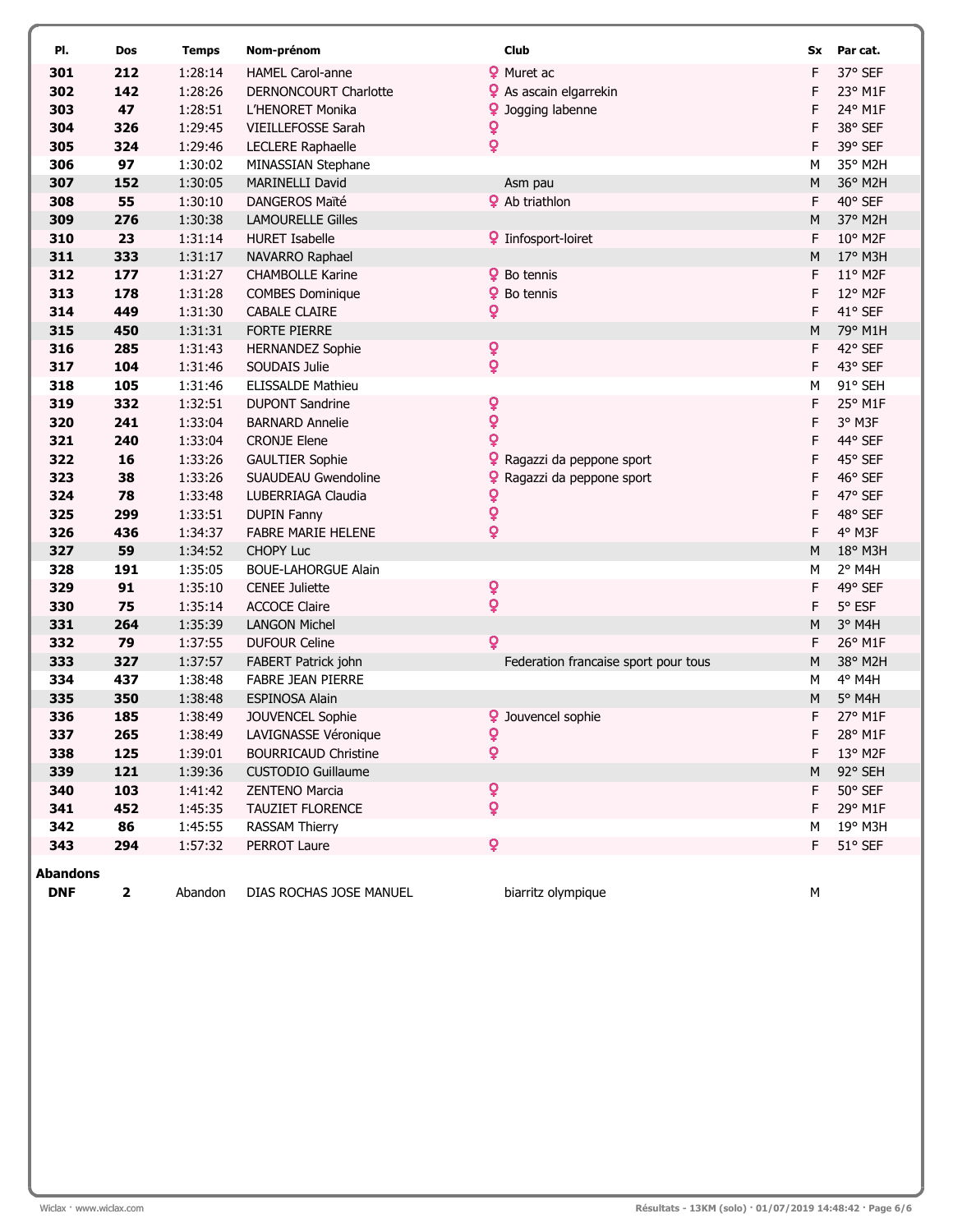| Pl. | Dos | Temps | Nom-prénom | Club | Sx | Par cat. |
|---|---|---|---|---|---|---|
| 301 | 212 | 1:28:14 | HAMEL Carol-anne | ♀ Muret ac | F | 37° SEF |
| 302 | 142 | 1:28:26 | DERNONCOURT Charlotte | ♀ As ascain elgarrekin | F | 23° M1F |
| 303 | 47 | 1:28:51 | L'HENORET Monika | ♀ Jogging labenne | F | 24° M1F |
| 304 | 326 | 1:29:45 | VIEILLEFOSSE Sarah | ♀ | F | 38° SEF |
| 305 | 324 | 1:29:46 | LECLERE Raphaelle | ♀ | F | 39° SEF |
| 306 | 97 | 1:30:02 | MINASSIAN Stephane | | M | 35° M2H |
| 307 | 152 | 1:30:05 | MARINELLI David | Asm pau | M | 36° M2H |
| 308 | 55 | 1:30:10 | DANGEROS Maïté | ♀ Ab triathlon | F | 40° SEF |
| 309 | 276 | 1:30:38 | LAMOURELLE Gilles | | M | 37° M2H |
| 310 | 23 | 1:31:14 | HURET Isabelle | ♀ Iinfosport-loiret | F | 10° M2F |
| 311 | 333 | 1:31:17 | NAVARRO Raphael | | M | 17° M3H |
| 312 | 177 | 1:31:27 | CHAMBOLLE Karine | ♀ Bo tennis | F | 11° M2F |
| 313 | 178 | 1:31:28 | COMBES Dominique | ♀ Bo tennis | F | 12° M2F |
| 314 | 449 | 1:31:30 | CABALE CLAIRE | ♀ | F | 41° SEF |
| 315 | 450 | 1:31:31 | FORTE PIERRE | | M | 79° M1H |
| 316 | 285 | 1:31:43 | HERNANDEZ Sophie | ♀ | F | 42° SEF |
| 317 | 104 | 1:31:46 | SOUDAIS Julie | ♀ | F | 43° SEF |
| 318 | 105 | 1:31:46 | ELISSALDE Mathieu | | M | 91° SEH |
| 319 | 332 | 1:32:51 | DUPONT Sandrine | ♀ | F | 25° M1F |
| 320 | 241 | 1:33:04 | BARNARD Annelie | ♀ | F | 3° M3F |
| 321 | 240 | 1:33:04 | CRONJE Elene | ♀ | F | 44° SEF |
| 322 | 16 | 1:33:26 | GAULTIER Sophie | ♀ Ragazzi da peppone sport | F | 45° SEF |
| 323 | 38 | 1:33:26 | SUAUDEAU Gwendoline | ♀ Ragazzi da peppone sport | F | 46° SEF |
| 324 | 78 | 1:33:48 | LUBERRIAGA Claudia | ♀ | F | 47° SEF |
| 325 | 299 | 1:33:51 | DUPIN Fanny | ♀ | F | 48° SEF |
| 326 | 436 | 1:34:37 | FABRE MARIE HELENE | ♀ | F | 4° M3F |
| 327 | 59 | 1:34:52 | CHOPY Luc | | M | 18° M3H |
| 328 | 191 | 1:35:05 | BOUE-LAHORGUE Alain | | M | 2° M4H |
| 329 | 91 | 1:35:10 | CENEE Juliette | ♀ | F | 49° SEF |
| 330 | 75 | 1:35:14 | ACCOCE Claire | ♀ | F | 5° ESF |
| 331 | 264 | 1:35:39 | LANGON Michel | | M | 3° M4H |
| 332 | 79 | 1:37:55 | DUFOUR Celine | ♀ | F | 26° M1F |
| 333 | 327 | 1:37:57 | FABERT Patrick john | Federation francaise sport pour tous | M | 38° M2H |
| 334 | 437 | 1:38:48 | FABRE JEAN PIERRE | | M | 4° M4H |
| 335 | 350 | 1:38:48 | ESPINOSA Alain | | M | 5° M4H |
| 336 | 185 | 1:38:49 | JOUVENCEL Sophie | ♀ Jouvencel sophie | F | 27° M1F |
| 337 | 265 | 1:38:49 | LAVIGNASSE Véronique | ♀ | F | 28° M1F |
| 338 | 125 | 1:39:01 | BOURRICAUD Christine | ♀ | F | 13° M2F |
| 339 | 121 | 1:39:36 | CUSTODIO Guillaume | | M | 92° SEH |
| 340 | 103 | 1:41:42 | ZENTENO Marcia | ♀ | F | 50° SEF |
| 341 | 452 | 1:45:35 | TAUZIET FLORENCE | ♀ | F | 29° M1F |
| 342 | 86 | 1:45:55 | RASSAM Thierry | | M | 19° M3H |
| 343 | 294 | 1:57:32 | PERROT Laure | ♀ | F | 51° SEF |

**Abandons**

| | | | | | | |
|---|---|---|---|---|---|---|
| **DNF** | **2** | Abandon | DIAS ROCHAS JOSE MANUEL | biarritz olympique | M | |